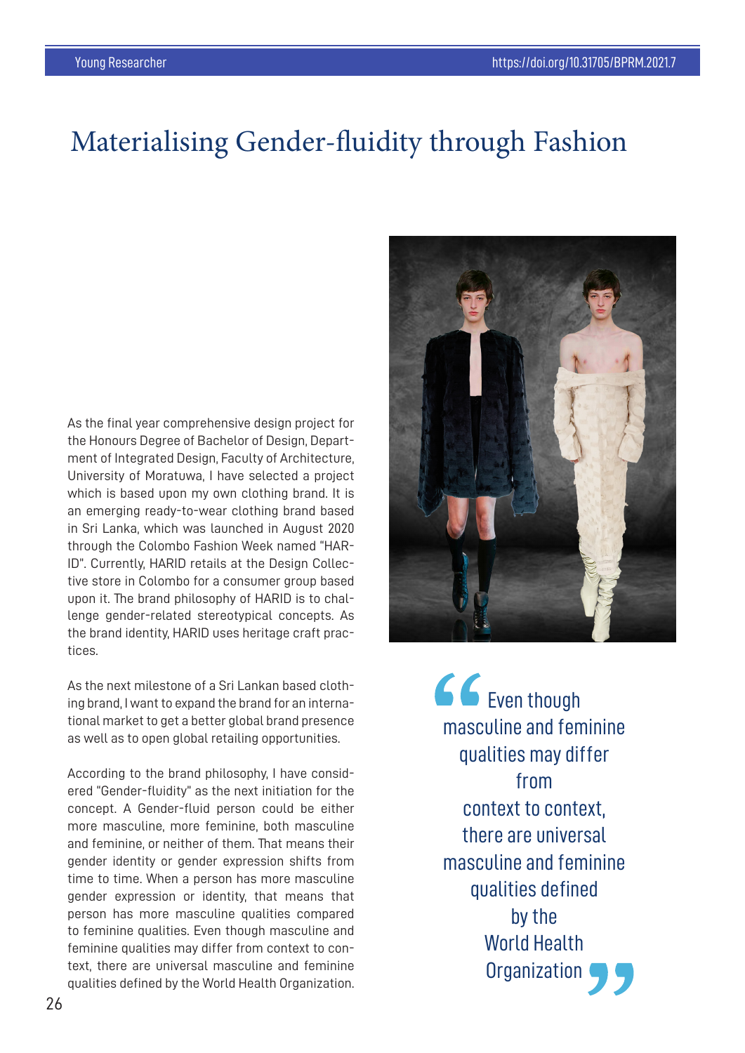# Materialising Gender-fluidity through Fashion

As the final year comprehensive design project for the Honours Degree of Bachelor of Design, Department of Integrated Design, Faculty of Architecture, University of Moratuwa, I have selected a project which is based upon my own clothing brand. It is an emerging ready-to-wear clothing brand based in Sri Lanka, which was launched in August 2020 through the Colombo Fashion Week named "HARID". Currently, HARID retails at the Design Collective store in Colombo for a consumer group based upon it. The brand philosophy of HARID is to challenge gender-related stereotypical concepts. As the brand identity, HARID uses heritage craft practices.

As the next milestone of a Sri Lankan based clothing brand, I want to expand the brand for an international market to get a better global brand presence as well as to open global retailing opportunities.

According to the brand philosophy, I have considered "Gender-fluidity" as the next initiation for the concept. A Gender-fluid person could be either more masculine, more feminine, both masculine and feminine, or neither of them. That means their gender identity or gender expression shifts from time to time. When a person has more masculine gender expression or identity, that means that person has more masculine qualities compared to feminine qualities. Even though masculine and feminine qualities may differ from context to context, there are universal masculine and feminine qualities defined by the World Health Organization.

> "Even though masculine and feminine qualities may differ from context to context, there are universal masculine and feminine qualities defined by the World Health Organization"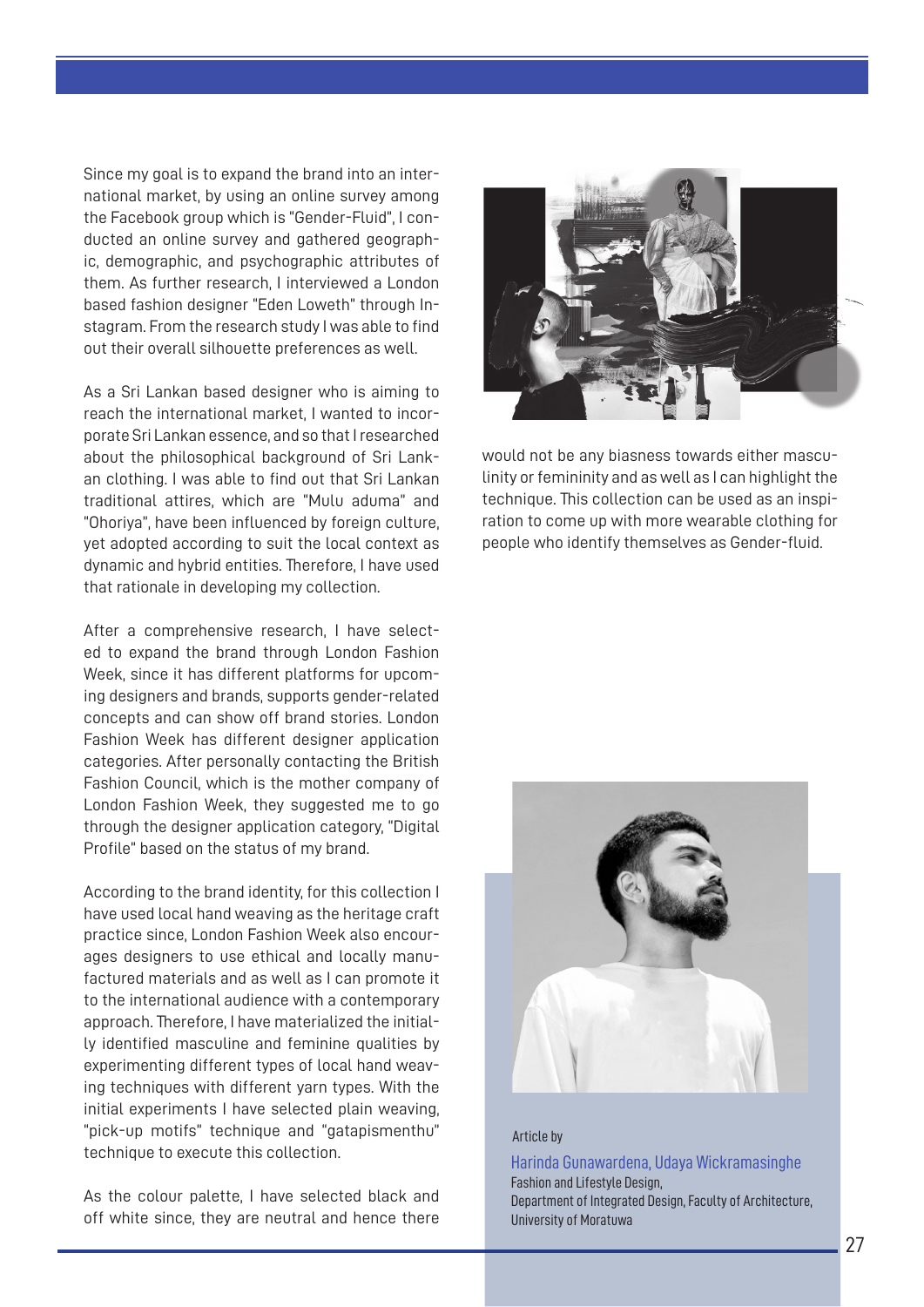Since my goal is to expand the brand into an international market, by using an online survey among the Facebook group which is "Gender-Fluid", I conducted an online survey and gathered geographic, demographic, and psychographic attributes of them. As further research, I interviewed a London based fashion designer "Eden Loweth" through Instagram. From the research study I was able to find out their overall silhouette preferences as well.

As a Sri Lankan based designer who is aiming to reach the international market, I wanted to incorporate Sri Lankan essence, and so that I researched about the philosophical background of Sri Lankan clothing. I was able to find out that Sri Lankan traditional attires, which are "Mulu aduma" and "Ohoriya", have been influenced by foreign culture, yet adopted according to suit the local context as dynamic and hybrid entities. Therefore, I have used that rationale in developing my collection.

After a comprehensive research, I have selected to expand the brand through London Fashion Week, since it has different platforms for upcoming designers and brands, supports gender-related concepts and can show off brand stories. London Fashion Week has different designer application categories. After personally contacting the British Fashion Council, which is the mother company of London Fashion Week, they suggested me to go through the designer application category, "Digital Profile" based on the status of my brand.

According to the brand identity, for this collection I have used local hand weaving as the heritage craft practice since, London Fashion Week also encourages designers to use ethical and locally manufactured materials and as well as I can promote it to the international audience with a contemporary approach. Therefore, I have materialized the initially identified masculine and feminine qualities by experimenting different types of local hand weaving techniques with different yarn types. With the initial experiments I have selected plain weaving, "pick-up motifs" technique and "gatapismenthu" technique to execute this collection.

As the colour palette, I have selected black and off white since, they are neutral and hence there would not be any biasness towards either masculinity or femininity and as well as I can highlight the technique. This collection can be used as an inspiration to come up with more wearable clothing for people who identify themselves as Gender-fluid.

Article by

Harinda Gunawardena, Udaya Wickramasinghe
Fashion and Lifestyle Design,
Department of Integrated Design, Faculty of Architecture,
University of Moratuwa